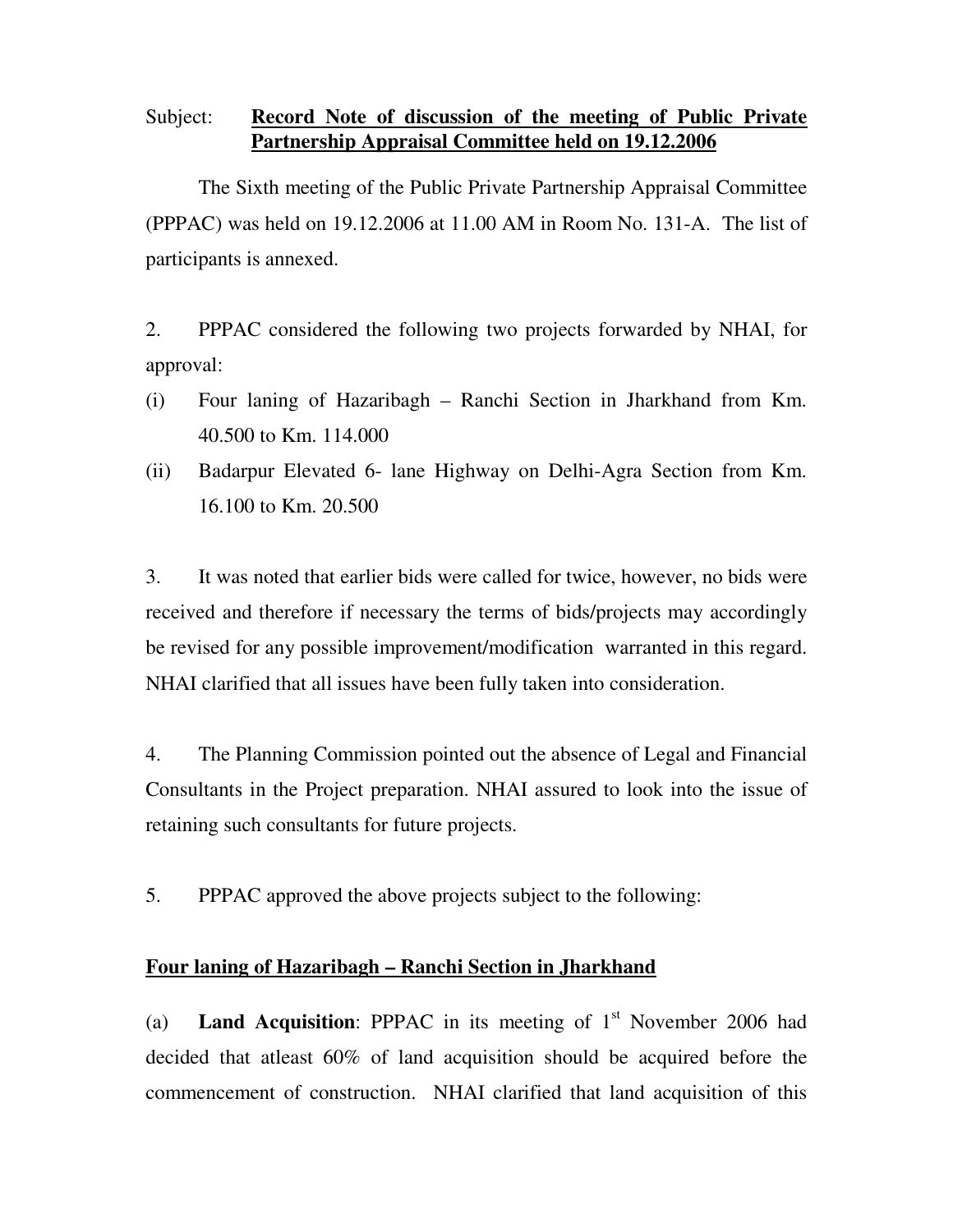Subject: **Record Note of discussion of the meeting of Public Private Partnership Appraisal Committee held on 19.12.2006**

The Sixth meeting of the Public Private Partnership Appraisal Committee (PPPAC) was held on 19.12.2006 at 11.00 AM in Room No. 131-A. The list of participants is annexed.

2. PPPAC considered the following two projects forwarded by NHAI, for approval:

(i) Four laning of Hazaribagh – Ranchi Section in Jharkhand from Km. 40.500 to Km. 114.000

(ii) Badarpur Elevated 6- lane Highway on Delhi-Agra Section from Km. 16.100 to Km. 20.500

3. It was noted that earlier bids were called for twice, however, no bids were received and therefore if necessary the terms of bids/projects may accordingly be revised for any possible improvement/modification warranted in this regard. NHAI clarified that all issues have been fully taken into consideration.

4. The Planning Commission pointed out the absence of Legal and Financial Consultants in the Project preparation. NHAI assured to look into the issue of retaining such consultants for future projects.

5. PPPAC approved the above projects subject to the following:

**Four laning of Hazaribagh – Ranchi Section in Jharkhand**

(a) **Land Acquisition**: PPPAC in its meeting of 1st November 2006 had decided that atleast 60% of land acquisition should be acquired before the commencement of construction. NHAI clarified that land acquisition of this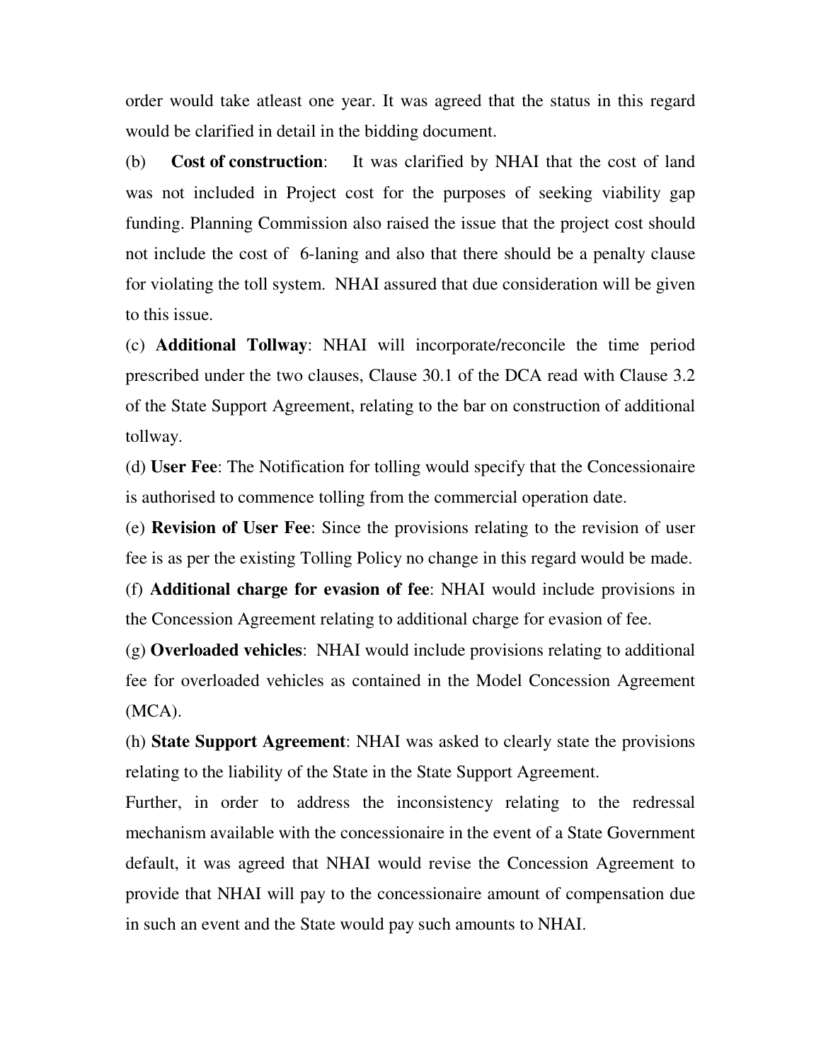order would take atleast one year. It was agreed that the status in this regard would be clarified in detail in the bidding document.

(b) **Cost of construction**: It was clarified by NHAI that the cost of land was not included in Project cost for the purposes of seeking viability gap funding. Planning Commission also raised the issue that the project cost should not include the cost of 6-laning and also that there should be a penalty clause for violating the toll system. NHAI assured that due consideration will be given to this issue.

(c) **Additional Tollway**: NHAI will incorporate/reconcile the time period prescribed under the two clauses, Clause 30.1 of the DCA read with Clause 3.2 of the State Support Agreement, relating to the bar on construction of additional tollway.

(d) **User Fee**: The Notification for tolling would specify that the Concessionaire is authorised to commence tolling from the commercial operation date.

(e) **Revision of User Fee**: Since the provisions relating to the revision of user fee is as per the existing Tolling Policy no change in this regard would be made.

(f) **Additional charge for evasion of fee**: NHAI would include provisions in the Concession Agreement relating to additional charge for evasion of fee.

(g) **Overloaded vehicles**: NHAI would include provisions relating to additional fee for overloaded vehicles as contained in the Model Concession Agreement (MCA).

(h) **State Support Agreement**: NHAI was asked to clearly state the provisions relating to the liability of the State in the State Support Agreement.

Further, in order to address the inconsistency relating to the redressal mechanism available with the concessionaire in the event of a State Government default, it was agreed that NHAI would revise the Concession Agreement to provide that NHAI will pay to the concessionaire amount of compensation due in such an event and the State would pay such amounts to NHAI.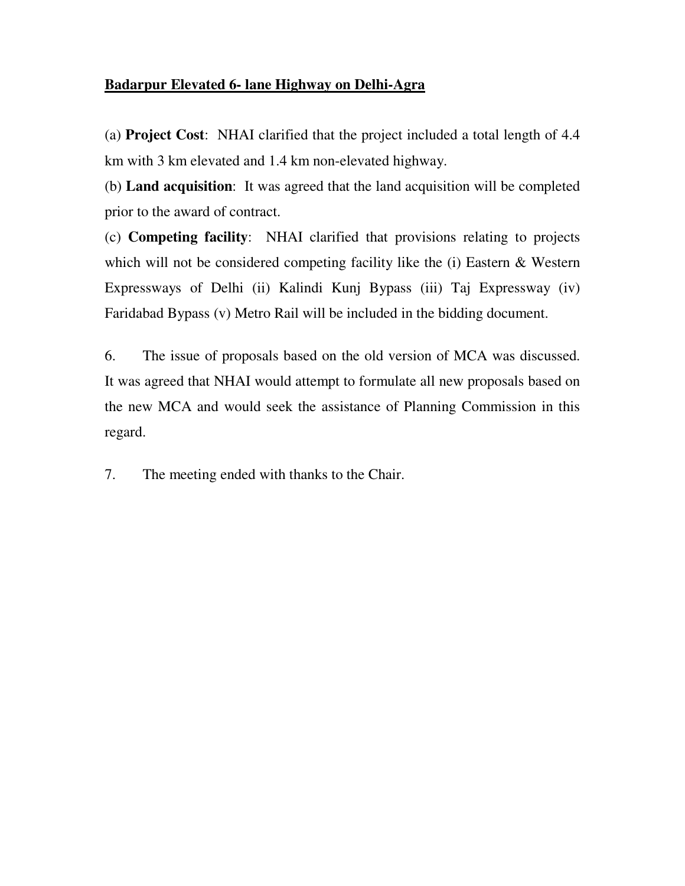**Badarpur Elevated 6- lane Highway on Delhi-Agra**

(a) **Project Cost**: NHAI clarified that the project included a total length of 4.4 km with 3 km elevated and 1.4 km non-elevated highway.

(b) **Land acquisition**: It was agreed that the land acquisition will be completed prior to the award of contract.

(c) **Competing facility**: NHAI clarified that provisions relating to projects which will not be considered competing facility like the (i) Eastern & Western Expressways of Delhi (ii) Kalindi Kunj Bypass (iii) Taj Expressway (iv) Faridabad Bypass (v) Metro Rail will be included in the bidding document.

6. The issue of proposals based on the old version of MCA was discussed. It was agreed that NHAI would attempt to formulate all new proposals based on the new MCA and would seek the assistance of Planning Commission in this regard.

7. The meeting ended with thanks to the Chair.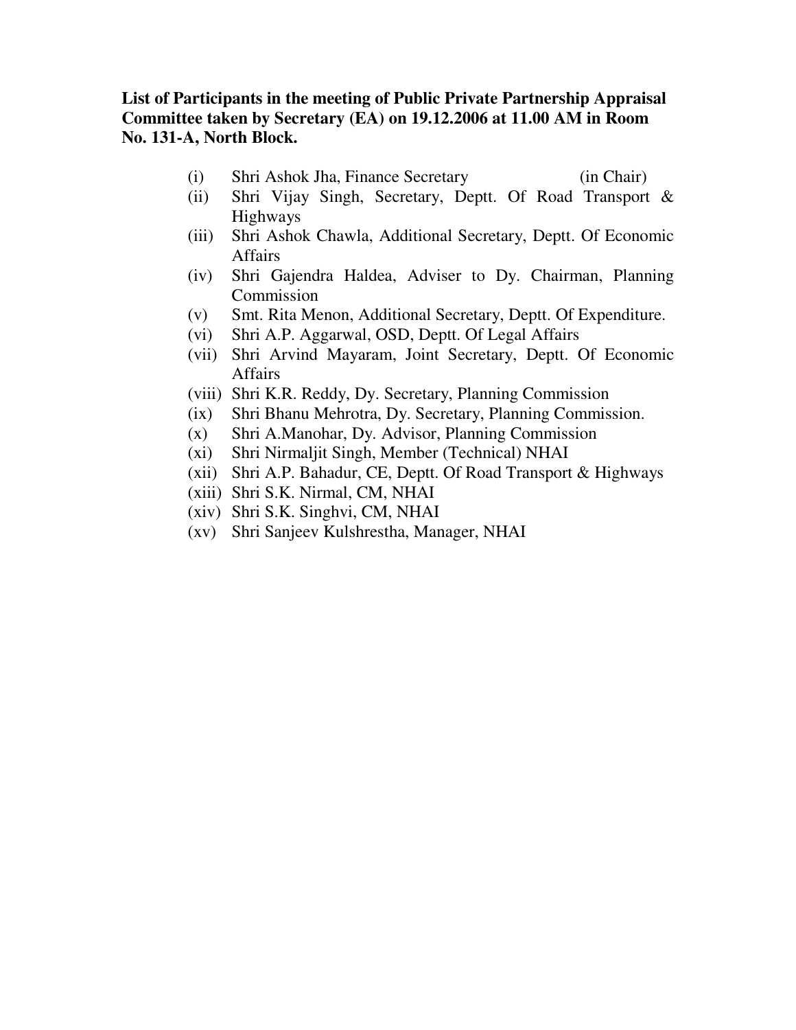**List of Participants in the meeting of Public Private Partnership Appraisal Committee taken by Secretary (EA) on 19.12.2006 at 11.00 AM in Room No. 131-A, North Block.**

- (i) Shri Ashok Jha, Finance Secretary (in Chair)
- (ii) Shri Vijay Singh, Secretary, Deptt. Of Road Transport & Highways
- (iii) Shri Ashok Chawla, Additional Secretary, Deptt. Of Economic Affairs
- (iv) Shri Gajendra Haldea, Adviser to Dy. Chairman, Planning Commission
- (v) Smt. Rita Menon, Additional Secretary, Deptt. Of Expenditure.
- (vi) Shri A.P. Aggarwal, OSD, Deptt. Of Legal Affairs
- (vii) Shri Arvind Mayaram, Joint Secretary, Deptt. Of Economic Affairs
- (viii) Shri K.R. Reddy, Dy. Secretary, Planning Commission
- (ix) Shri Bhanu Mehrotra, Dy. Secretary, Planning Commission.
- (x) Shri A.Manohar, Dy. Advisor, Planning Commission
- (xi) Shri Nirmaljit Singh, Member (Technical) NHAI
- (xii) Shri A.P. Bahadur, CE, Deptt. Of Road Transport & Highways
- (xiii) Shri S.K. Nirmal, CM, NHAI
- (xiv) Shri S.K. Singhvi, CM, NHAI
- (xv) Shri Sanjeev Kulshrestha, Manager, NHAI